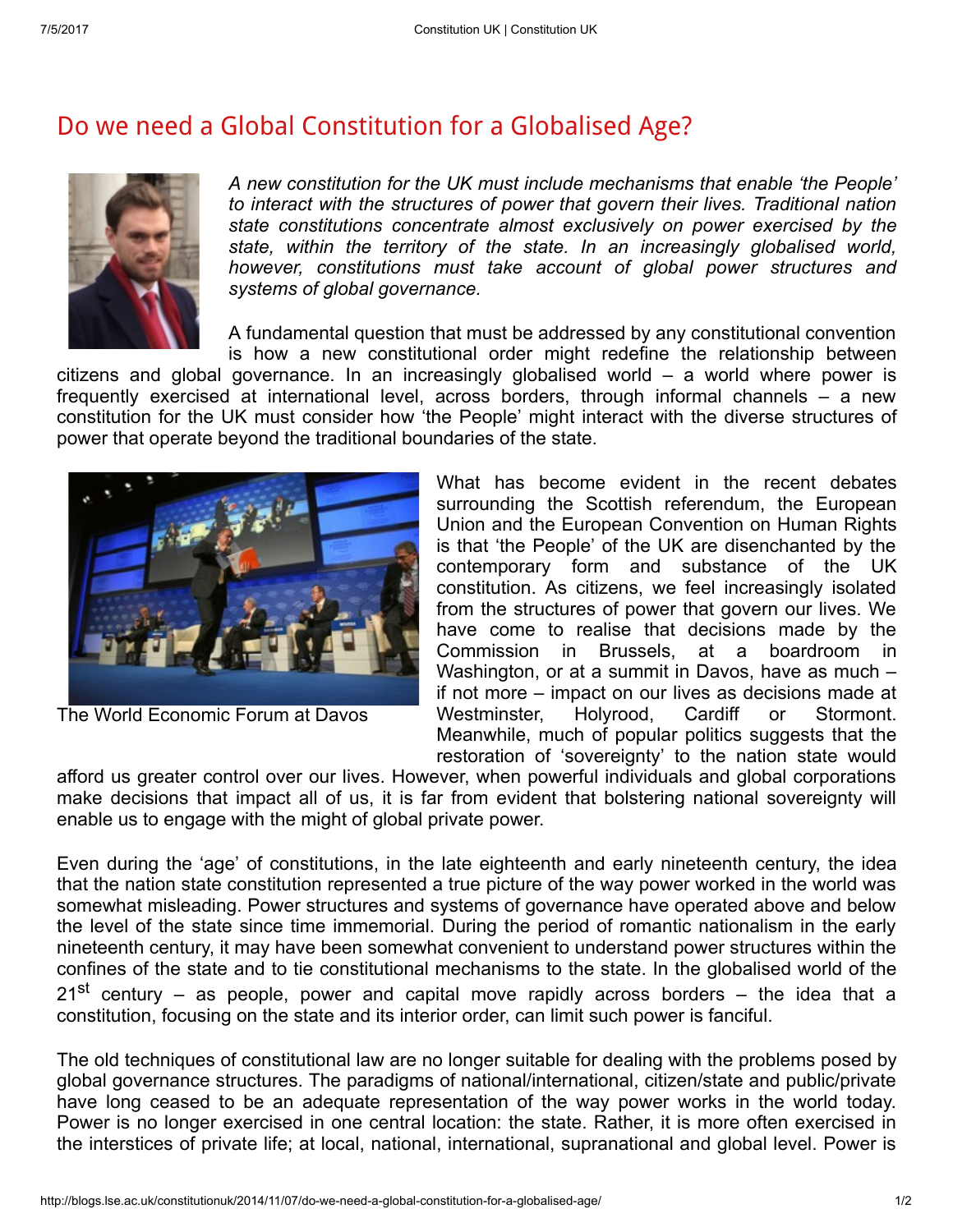# Do we need a Global Constitution for a Globalised Age?

*A new constitution for the UK must include mechanisms that enable 'the People' to interact with the structures of power that govern their lives. Traditional nation state constitutions concentrate almost exclusively on power exercised by the state, within the territory of the state. In an increasingly globalised world, however, constitutions must take account of global power structures and systems of global governance.*

A fundamental question that must be addressed by any constitutional convention is how a new constitutional order might redefine the relationship between citizens and global governance. In an increasingly globalised world – a world where power is frequently exercised at international level, across borders, through informal channels – a new constitution for the UK must consider how 'the People' might interact with the diverse structures of power that operate beyond the traditional boundaries of the state.

The World Economic Forum at Davos

What has become evident in the recent debates surrounding the Scottish referendum, the European Union and the European Convention on Human Rights is that 'the People' of the UK are disenchanted by the contemporary form and substance of the UK constitution. As citizens, we feel increasingly isolated from the structures of power that govern our lives. We have come to realise that decisions made by the Commission in Brussels, at a boardroom in Washington, or at a summit in Davos, have as much – if not more – impact on our lives as decisions made at Westminster, Holyrood, Cardiff or Stormont. Meanwhile, much of popular politics suggests that the restoration of 'sovereignty' to the nation state would afford us greater control over our lives. However, when powerful individuals and global corporations make decisions that impact all of us, it is far from evident that bolstering national sovereignty will enable us to engage with the might of global private power.

Even during the 'age' of constitutions, in the late eighteenth and early nineteenth century, the idea that the nation state constitution represented a true picture of the way power worked in the world was somewhat misleading. Power structures and systems of governance have operated above and below the level of the state since time immemorial. During the period of romantic nationalism in the early nineteenth century, it may have been somewhat convenient to understand power structures within the confines of the state and to tie constitutional mechanisms to the state. In the globalised world of the 21st century – as people, power and capital move rapidly across borders – the idea that a constitution, focusing on the state and its interior order, can limit such power is fanciful.

The old techniques of constitutional law are no longer suitable for dealing with the problems posed by global governance structures. The paradigms of national/international, citizen/state and public/private have long ceased to be an adequate representation of the way power works in the world today. Power is no longer exercised in one central location: the state. Rather, it is more often exercised in the interstices of private life; at local, national, international, supranational and global level. Power is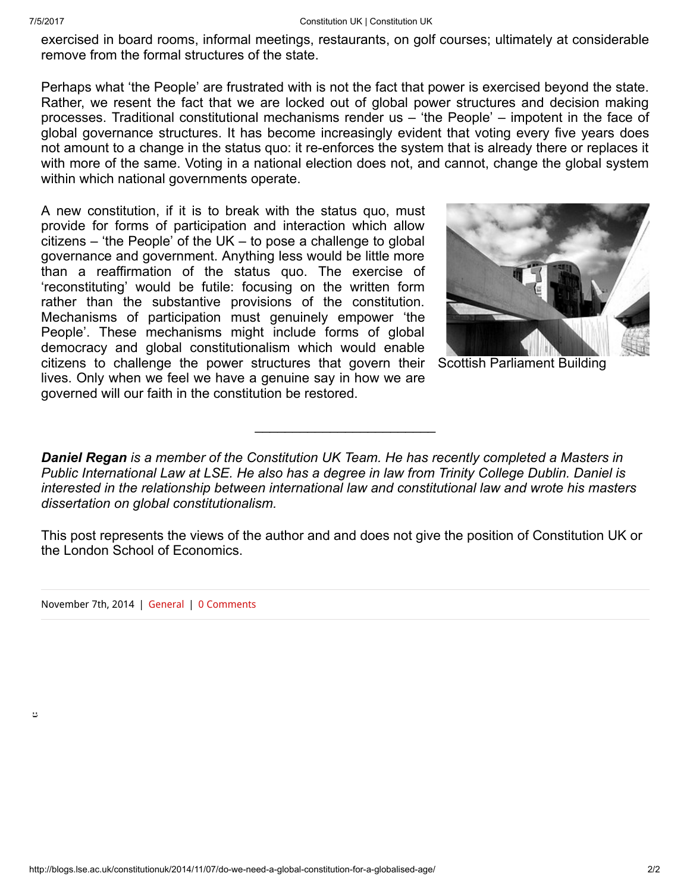exercised in board rooms, informal meetings, restaurants, on golf courses; ultimately at considerable remove from the formal structures of the state.

Perhaps what 'the People' are frustrated with is not the fact that power is exercised beyond the state. Rather, we resent the fact that we are locked out of global power structures and decision making processes. Traditional constitutional mechanisms render us – 'the People' – impotent in the face of global governance structures. It has become increasingly evident that voting every five years does not amount to a change in the status quo: it re-enforces the system that is already there or replaces it with more of the same. Voting in a national election does not, and cannot, change the global system within which national governments operate.

A new constitution, if it is to break with the status quo, must provide for forms of participation and interaction which allow citizens – 'the People' of the UK – to pose a challenge to global governance and government. Anything less would be little more than a reaffirmation of the status quo. The exercise of 'reconstituting' would be futile: focusing on the written form rather than the substantive provisions of the constitution. Mechanisms of participation must genuinely empower 'the People'. These mechanisms might include forms of global democracy and global constitutionalism which would enable citizens to challenge the power structures that govern their lives. Only when we feel we have a genuine say in how we are governed will our faith in the constitution be restored.

Scottish Parliament Building

———————————————

***Daniel Regan*** *is a member of the Constitution UK Team. He has recently completed a Masters in Public International Law at LSE. He also has a degree in law from Trinity College Dublin. Daniel is interested in the relationship between international law and constitutional law and wrote his masters dissertation on global constitutionalism.*

This post represents the views of the author and and does not give the position of Constitution UK or the London School of Economics.

November 7th, 2014 | General | 0 Comments